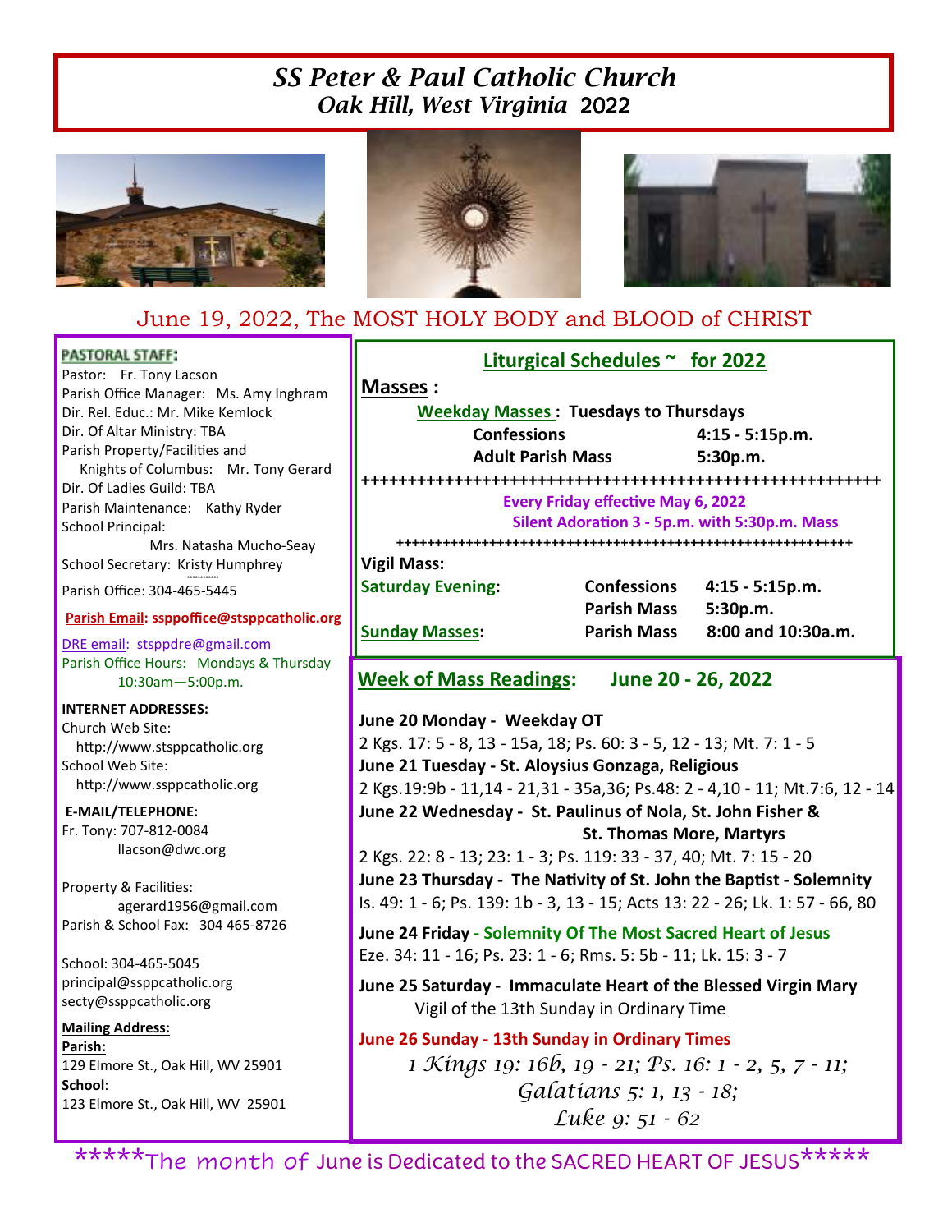# SS Peter & Paul Catholic Church
## Oak Hill, West Virginia 2022

## June 19, 2022, The MOST HOLY BODY and BLOOD of CHRIST

**PASTORAL STAFF:**

Pastor: Fr. Tony Lacson
Parish Office Manager: Ms. Amy Inghram
Dir. Rel. Educ.: Mr. Mike Kemlock
Dir. Of Altar Ministry: TBA
Parish Property/Facilities and Knights of Columbus: Mr. Tony Gerard
Dir. Of Ladies Guild: TBA
Parish Maintenance: Kathy Ryder
School Principal: Mrs. Natasha Mucho-Seay
School Secretary: Kristy Humphrey

Parish Office: 304-465-5445

**Parish Email: ssppoffice@stsppcatholic.org**

DRE email: stsppdre@gmail.com
Parish Office Hours: Mondays & Thursday 10:30am—5:00p.m.

**INTERNET ADDRESSES:**
Church Web Site: http://www.stsppcatholic.org
School Web Site: http://www.ssppcatholic.org

**E-MAIL/TELEPHONE:**
Fr. Tony: 707-812-0084
llacson@dwc.org

Property & Facilities: agerard1956@gmail.com
Parish & School Fax: 304 465-8726

School: 304-465-5045
principal@ssppcatholic.org
secty@ssppcatholic.org

**Mailing Address:**
**Parish:**
129 Elmore St., Oak Hill, WV 25901
**School**:
123 Elmore St., Oak Hill, WV 25901

## Liturgical Schedules ~ for 2022

**Masses :**

**Weekday Masses : Tuesdays to Thursdays**

| | |
|---|---|
| **Confessions** | **4:15 - 5:15p.m.** |
| **Adult Parish Mass** | **5:30p.m.** |

++++++++++++++++++++++++++++++++++++++++++++++++++++++++++

**Every Friday effective May 6, 2022**
**Silent Adoration 3 - 5p.m. with 5:30p.m. Mass**

++++++++++++++++++++++++++++++++++++++++++++++++++++++++++

**Vigil Mass:**

| | | |
|---|---|---|
| **Saturday Evening:** | **Confessions** | **4:15 - 5:15p.m.** |
| | **Parish Mass** | **5:30p.m.** |
| **Sunday Masses:** | **Parish Mass** | **8:00 and 10:30a.m.** |

## Week of Mass Readings: June 20 - 26, 2022

**June 20 Monday - Weekday OT**
2 Kgs. 17: 5 - 8, 13 - 15a, 18; Ps. 60: 3 - 5, 12 - 13; Mt. 7: 1 - 5

**June 21 Tuesday - St. Aloysius Gonzaga, Religious**
2 Kgs.19:9b - 11,14 - 21,31 - 35a,36; Ps.48: 2 - 4,10 - 11; Mt.7:6, 12 - 14

**June 22 Wednesday - St. Paulinus of Nola, St. John Fisher & St. Thomas More, Martyrs**
2 Kgs. 22: 8 - 13; 23: 1 - 3; Ps. 119: 33 - 37, 40; Mt. 7: 15 - 20

**June 23 Thursday - The Nativity of St. John the Baptist - Solemnity**
Is. 49: 1 - 6; Ps. 139: 1b - 3, 13 - 15; Acts 13: 22 - 26; Lk. 1: 57 - 66, 80

**June 24 Friday - Solemnity Of The Most Sacred Heart of Jesus**
Eze. 34: 11 - 16; Ps. 23: 1 - 6; Rms. 5: 5b - 11; Lk. 15: 3 - 7

**June 25 Saturday - Immaculate Heart of the Blessed Virgin Mary**
Vigil of the 13th Sunday in Ordinary Time

**June 26 Sunday - 13th Sunday in Ordinary Times**
*1 Kings 19: 16b, 19 - 21; Ps. 16: 1 - 2, 5, 7 - 11;*
*Galatians 5: 1, 13 - 18;*
*Luke 9: 51 - 62*

*****The month of June is Dedicated to the SACRED HEART OF JESUS*****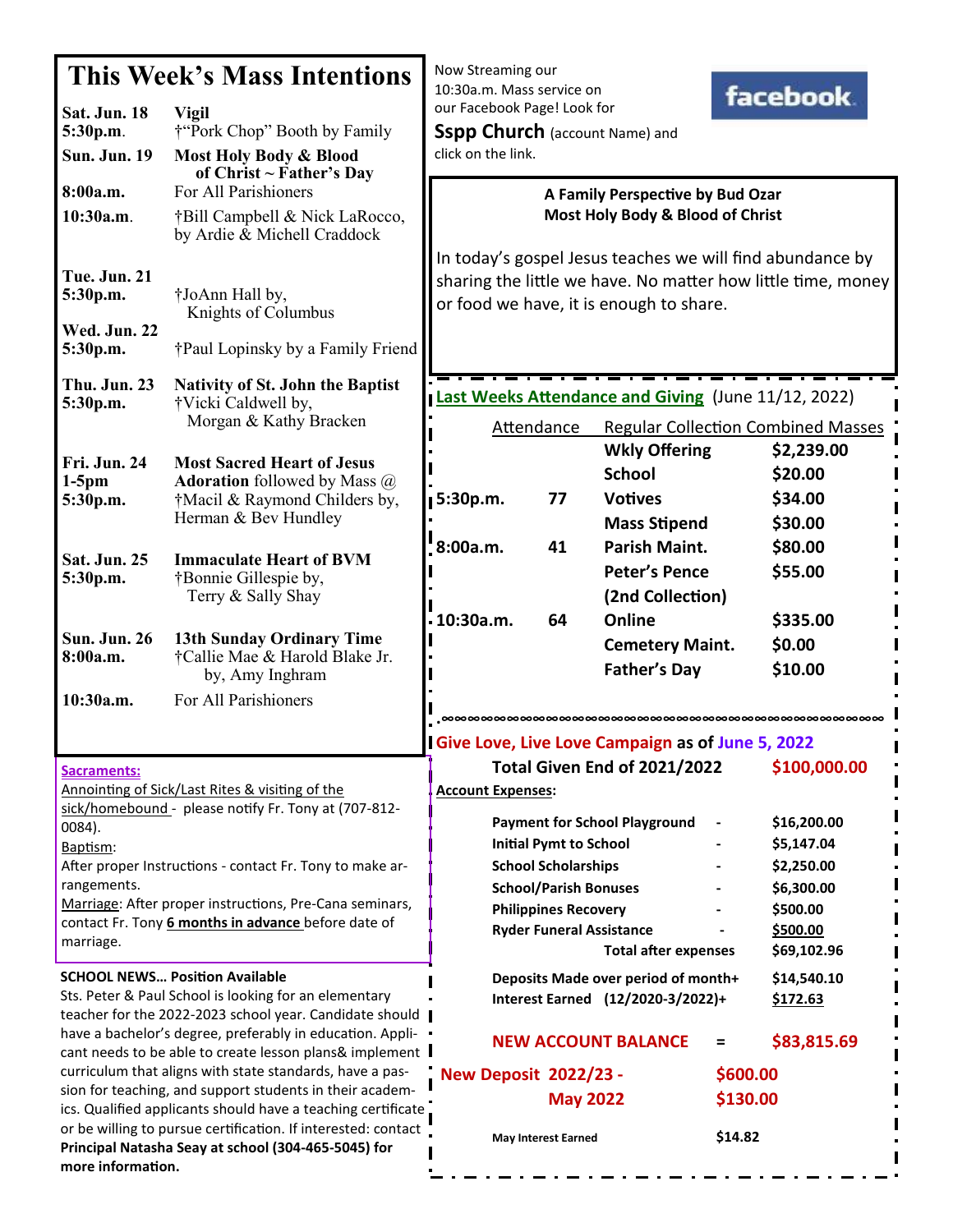# This Week's Mass Intentions

| | |
|---|---|
| **Sat. Jun. 18 5:30p.m.** | **Vigil** †"Pork Chop" Booth by Family |
| **Sun. Jun. 19** | **Most Holy Body & Blood of Christ ~ Father's Day** |
| **8:00a.m.** | For All Parishioners |
| **10:30a.m.** | †Bill Campbell & Nick LaRocco, by Ardie & Michell Craddock |
| **Tue. Jun. 21 5:30p.m.** | †JoAnn Hall by, Knights of Columbus |
| **Wed. Jun. 22 5:30p.m.** | †Paul Lopinsky by a Family Friend |
| **Thu. Jun. 23 5:30p.m.** | **Nativity of St. John the Baptist** †Vicki Caldwell by, Morgan & Kathy Bracken |
| **Fri. Jun. 24 1-5pm 5:30p.m.** | **Most Sacred Heart of Jesus** **Adoration** followed by Mass @ †Macil & Raymond Childers by, Herman & Bev Hundley |
| **Sat. Jun. 25 5:30p.m.** | **Immaculate Heart of BVM** †Bonnie Gillespie by, Terry & Sally Shay |
| **Sun. Jun. 26 8:00a.m.** | **13th Sunday Ordinary Time** †Callie Mae & Harold Blake Jr. by, Amy Inghram |
| **10:30a.m.** | For All Parishioners |

**Sacraments:**

Annointing of Sick/Last Rites & visiting of the sick/homebound - please notify Fr. Tony at (707-812-0084).

Baptism:
After proper Instructions - contact Fr. Tony to make arrangements.

Marriage: After proper instructions, Pre-Cana seminars, contact Fr. Tony **6 months in advance** before date of marriage.

**SCHOOL NEWS… Position Available**

Sts. Peter & Paul School is looking for an elementary teacher for the 2022-2023 school year. Candidate should have a bachelor's degree, preferably in education. Applicant needs to be able to create lesson plans& implement curriculum that aligns with state standards, have a passion for teaching, and support students in their academics. Qualified applicants should have a teaching certificate or be willing to pursue certification. If interested: contact **Principal Natasha Seay at school (304-465-5045) for more information.**

Now Streaming our 10:30a.m. Mass service on our Facebook Page! Look for **Sspp Church** (account Name) and click on the link.

**A Family Perspective by Bud Ozar**
**Most Holy Body & Blood of Christ**

In today's gospel Jesus teaches we will find abundance by sharing the little we have. No matter how little time, money or food we have, it is enough to share.

**Last Weeks Attendance and Giving** (June 11/12, 2022)

| Attendance | | Regular Collection Combined Masses | |
|---|---|---|---|
| | | **Wkly Offering** | **$2,239.00** |
| | | **School** | **$20.00** |
| **5:30p.m.** | **77** | **Votives** | **$34.00** |
| | | **Mass Stipend** | **$30.00** |
| **8:00a.m.** | **41** | **Parish Maint.** | **$80.00** |
| | | **Peter's Pence (2nd Collection)** | **$55.00** |
| **10:30a.m.** | **64** | **Online** | **$335.00** |
| | | **Cemetery Maint.** | **$0.00** |
| | | **Father's Day** | **$10.00** |

**Give Love, Live Love Campaign as of June 5, 2022**

**Total Given End of 2021/2022** — **$100,000.00**

**Account Expenses:**

| | | |
|---|---|---|
| **Payment for School Playground** | - | **$16,200.00** |
| **Initial Pymt to School** | - | **$5,147.04** |
| **School Scholarships** | - | **$2,250.00** |
| **School/Parish Bonuses** | - | **$6,300.00** |
| **Philippines Recovery** | - | **$500.00** |
| **Ryder Funeral Assistance** | - | **$500.00** |
| **Total after expenses** | | **$69,102.96** |
| **Deposits Made over period of month+** | | **$14,540.10** |
| **Interest Earned (12/2020-3/2022)+** | | **$172.63** |
| **NEW ACCOUNT BALANCE** | = | **$83,815.69** |

**New Deposit 2022/23 -** **$600.00**
**May 2022** **$130.00**

**May Interest Earned** **$14.82**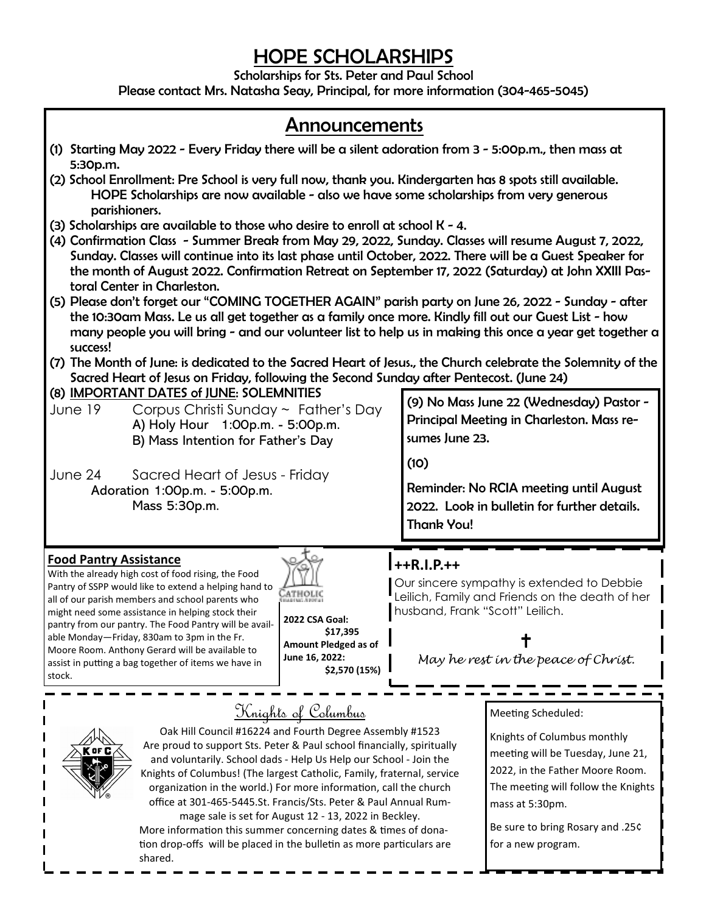# HOPE SCHOLARSHIPS

Scholarships for Sts. Peter and Paul School

Please contact Mrs. Natasha Seay, Principal, for more information (304-465-5045)

## Announcements

(1) Starting May 2022 - Every Friday there will be a silent adoration from 3 - 5:00p.m., then mass at 5:30p.m.

(2) School Enrollment: Pre School is very full now, thank you. Kindergarten has 8 spots still available. HOPE Scholarships are now available - also we have some scholarships from very generous parishioners.

(3) Scholarships are available to those who desire to enroll at school K - 4.

(4) Confirmation Class - Summer Break from May 29, 2022, Sunday. Classes will resume August 7, 2022, Sunday. Classes will continue into its last phase until October, 2022. There will be a Guest Speaker for the month of August 2022. Confirmation Retreat on September 17, 2022 (Saturday) at John XXIII Pastoral Center in Charleston.

(5) Please don't forget our "COMING TOGETHER AGAIN" parish party on June 26, 2022 - Sunday - after the 10:30am Mass. Le us all get together as a family once more. Kindly fill out our Guest List - how many people you will bring - and our volunteer list to help us in making this once a year get together a success!

(7) The Month of June: is dedicated to the Sacred Heart of Jesus., the Church celebrate the Solemnity of the Sacred Heart of Jesus on Friday, following the Second Sunday after Pentecost. (June 24)

(8) **IMPORTANT DATES of JUNE**: SOLEMNITIES

June 19 Corpus Christi Sunday ~ Father's Day
A) Holy Hour 1:00p.m. - 5:00p.m.
B) Mass Intention for Father's Day

June 24 Sacred Heart of Jesus - Friday
Adoration 1:00p.m. - 5:00p.m.
Mass 5:30p.m.

(9) No Mass June 22 (Wednesday) Pastor - Principal Meeting in Charleston. Mass resumes June 23.

(10)

Reminder: No RCIA meeting until August 2022. Look in bulletin for further details. Thank You!

### Food Pantry Assistance

With the already high cost of food rising, the Food Pantry of SSPP would like to extend a helping hand to all of our parish members and school parents who might need some assistance in helping stock their pantry from our pantry. The Food Pantry will be available Monday—Friday, 830am to 3pm in the Fr. Moore Room. Anthony Gerard will be available to assist in putting a bag together of items we have in stock.

**2022 CSA Goal:**
**$17,395**
**Amount Pledged as of June 16, 2022:**
**$2,570 (15%)**

### ++R.I.P.++

Our sincere sympathy is extended to Debbie Leilich, Family and Friends on the death of her husband, Frank "Scott" Leilich.

†

*May he rest in the peace of Christ.*

### Knights of Columbus

Oak Hill Council #16224 and Fourth Degree Assembly #1523 Are proud to support Sts. Peter & Paul school financially, spiritually and voluntarily. School dads - Help Us Help our School - Join the Knights of Columbus! (The largest Catholic, Family, fraternal, service organization in the world.) For more information, call the church office at 301-465-5445.St. Francis/Sts. Peter & Paul Annual Rummage sale is set for August 12 - 13, 2022 in Beckley.

More information this summer concerning dates & times of donation drop-offs will be placed in the bulletin as more particulars are shared.

Meeting Scheduled:

Knights of Columbus monthly meeting will be Tuesday, June 21, 2022, in the Father Moore Room. The meeting will follow the Knights mass at 5:30pm.

Be sure to bring Rosary and .25¢ for a new program.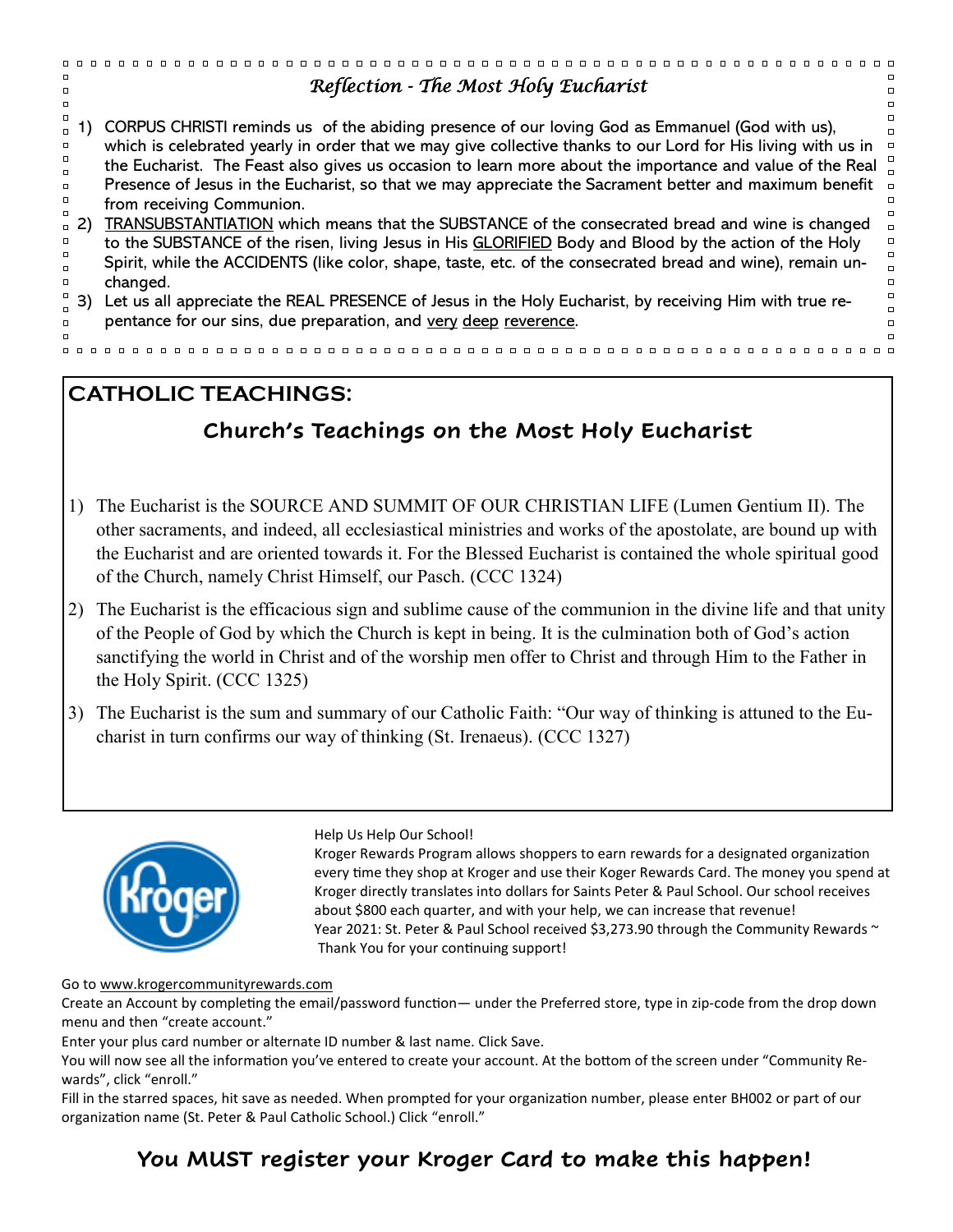## *Reflection - The Most Holy Eucharist*

1) CORPUS CHRISTI reminds us of the abiding presence of our loving God as Emmanuel (God with us), which is celebrated yearly in order that we may give collective thanks to our Lord for His living with us in the Eucharist. The Feast also gives us occasion to learn more about the importance and value of the Real Presence of Jesus in the Eucharist, so that we may appreciate the Sacrament better and maximum benefit from receiving Communion.
2) TRANSUBSTANTIATION which means that the SUBSTANCE of the consecrated bread and wine is changed to the SUBSTANCE of the risen, living Jesus in His GLORIFIED Body and Blood by the action of the Holy Spirit, while the ACCIDENTS (like color, shape, taste, etc. of the consecrated bread and wine), remain unchanged.
3) Let us all appreciate the REAL PRESENCE of Jesus in the Holy Eucharist, by receiving Him with true repentance for our sins, due preparation, and very deep reverence.

## CATHOLIC TEACHINGS:

### Church's Teachings on the Most Holy Eucharist

1) The Eucharist is the SOURCE AND SUMMIT OF OUR CHRISTIAN LIFE (Lumen Gentium II). The other sacraments, and indeed, all ecclesiastical ministries and works of the apostolate, are bound up with the Eucharist and are oriented towards it. For the Blessed Eucharist is contained the whole spiritual good of the Church, namely Christ Himself, our Pasch. (CCC 1324)
2) The Eucharist is the efficacious sign and sublime cause of the communion in the divine life and that unity of the People of God by which the Church is kept in being. It is the culmination both of God's action sanctifying the world in Christ and of the worship men offer to Christ and through Him to the Father in the Holy Spirit. (CCC 1325)
3) The Eucharist is the sum and summary of our Catholic Faith: "Our way of thinking is attuned to the Eucharist in turn confirms our way of thinking (St. Irenaeus). (CCC 1327)

Kroger

Help Us Help Our School!

Kroger Rewards Program allows shoppers to earn rewards for a designated organization every time they shop at Kroger and use their Koger Rewards Card. The money you spend at Kroger directly translates into dollars for Saints Peter & Paul School. Our school receives about $800 each quarter, and with your help, we can increase that revenue!

Year 2021: St. Peter & Paul School received $3,273.90 through the Community Rewards ~ Thank You for your continuing support!

Go to www.krogercommunityrewards.com

Create an Account by completing the email/password function— under the Preferred store, type in zip-code from the drop down menu and then "create account."

Enter your plus card number or alternate ID number & last name. Click Save.

You will now see all the information you've entered to create your account. At the bottom of the screen under "Community Rewards", click "enroll."

Fill in the starred spaces, hit save as needed. When prompted for your organization number, please enter BH002 or part of our organization name (St. Peter & Paul Catholic School.) Click "enroll."

## **You MUST register your Kroger Card to make this happen!**